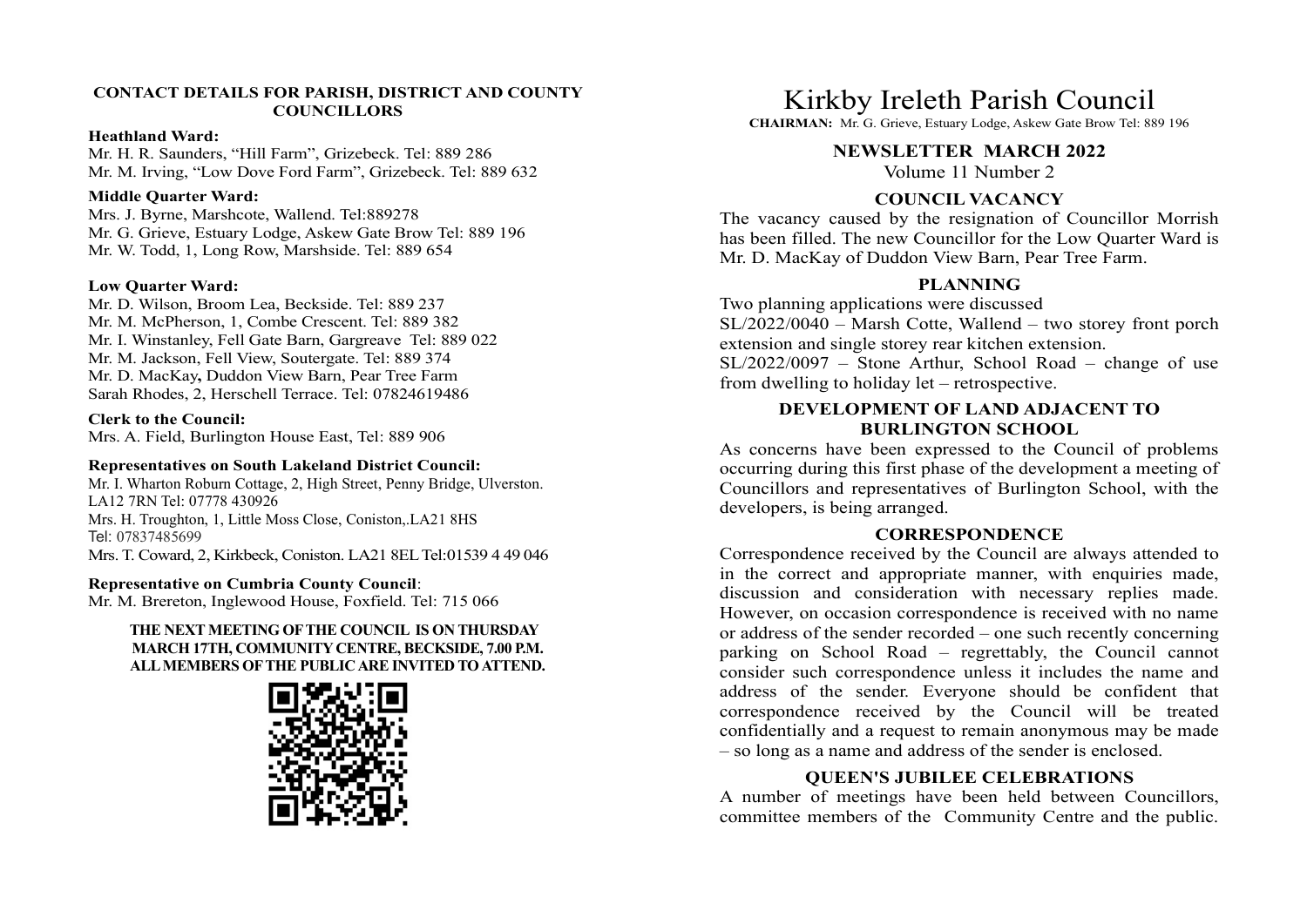## CONTACT DETAILS FOR PARISH, DISTRICT AND COUNTY COUNCILLORS

**Heathland Ward:**
Mr. H. R. Saunders, "Hill Farm", Grizebeck. Tel: 889 286
Mr. M. Irving, "Low Dove Ford Farm", Grizebeck. Tel: 889 632

**Middle Quarter Ward:**
Mrs. J. Byrne, Marshcote, Wallend. Tel:889278
Mr. G. Grieve, Estuary Lodge, Askew Gate Brow Tel: 889 196
Mr. W. Todd, 1, Long Row, Marshside. Tel: 889 654

**Low Quarter Ward:**
Mr. D. Wilson, Broom Lea, Beckside. Tel: 889 237
Mr. M. McPherson, 1, Combe Crescent. Tel: 889 382
Mr. I. Winstanley, Fell Gate Barn, Gargreave Tel: 889 022
Mr. M. Jackson, Fell View, Soutergate. Tel: 889 374
Mr. D. MacKay**,** Duddon View Barn, Pear Tree Farm
Sarah Rhodes, 2, Herschell Terrace. Tel: 07824619486

**Clerk to the Council:**
Mrs. A. Field, Burlington House East, Tel: 889 906

**Representatives on South Lakeland District Council:**
Mr. I. Wharton Roburn Cottage, 2, High Street, Penny Bridge, Ulverston. LA12 7RN Tel: 07778 430926
Mrs. H. Troughton, 1, Little Moss Close, Coniston,.LA21 8HS Tel: 07837485699
Mrs. T. Coward, 2, Kirkbeck, Coniston. LA21 8EL Tel:01539 4 49 046

**Representative on Cumbria County Council**:
Mr. M. Brereton, Inglewood House, Foxfield. Tel: 715 066

**THE NEXT MEETING OF THE COUNCIL IS ON THURSDAY MARCH 17TH, COMMUNITY CENTRE, BECKSIDE, 7.00 P.M. ALL MEMBERS OF THE PUBLIC ARE INVITED TO ATTEND.**

# Kirkby Ireleth Parish Council

**CHAIRMAN:** Mr. G. Grieve, Estuary Lodge, Askew Gate Brow Tel: 889 196

## NEWSLETTER MARCH 2022

Volume 11 Number 2

### COUNCIL VACANCY

The vacancy caused by the resignation of Councillor Morrish has been filled. The new Councillor for the Low Quarter Ward is Mr. D. MacKay of Duddon View Barn, Pear Tree Farm.

### PLANNING

Two planning applications were discussed
SL/2022/0040 – Marsh Cotte, Wallend – two storey front porch extension and single storey rear kitchen extension.
SL/2022/0097 – Stone Arthur, School Road – change of use from dwelling to holiday let – retrospective.

### DEVELOPMENT OF LAND ADJACENT TO BURLINGTON SCHOOL

As concerns have been expressed to the Council of problems occurring during this first phase of the development a meeting of Councillors and representatives of Burlington School, with the developers, is being arranged.

### CORRESPONDENCE

Correspondence received by the Council are always attended to in the correct and appropriate manner, with enquiries made, discussion and consideration with necessary replies made. However, on occasion correspondence is received with no name or address of the sender recorded – one such recently concerning parking on School Road – regrettably, the Council cannot consider such correspondence unless it includes the name and address of the sender. Everyone should be confident that correspondence received by the Council will be treated confidentially and a request to remain anonymous may be made – so long as a name and address of the sender is enclosed.

### QUEEN'S JUBILEE CELEBRATIONS

A number of meetings have been held between Councillors, committee members of the Community Centre and the public.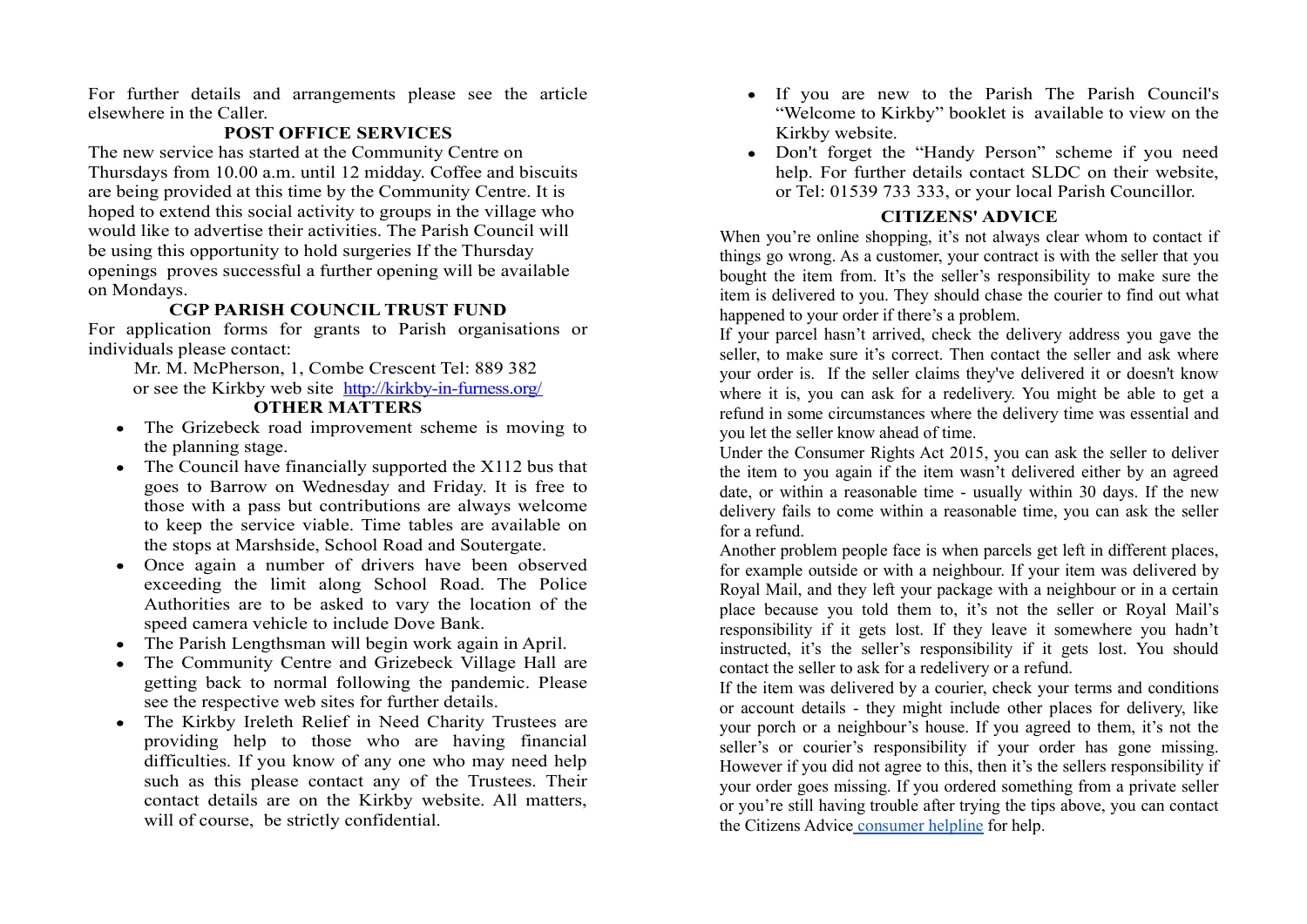For further details and arrangements please see the article elsewhere in the Caller.

## POST OFFICE SERVICES

The new service has started at the Community Centre on Thursdays from 10.00 a.m. until 12 midday. Coffee and biscuits are being provided at this time by the Community Centre. It is hoped to extend this social activity to groups in the village who would like to advertise their activities. The Parish Council will be using this opportunity to hold surgeries If the Thursday openings proves successful a further opening will be available on Mondays.

## CGP PARISH COUNCIL TRUST FUND

For application forms for grants to Parish organisations or individuals please contact:

Mr. M. McPherson, 1, Combe Crescent Tel: 889 382
or see the Kirkby web site http://kirkby-in-furness.org/

## OTHER MATTERS

- The Grizebeck road improvement scheme is moving to the planning stage.
- The Council have financially supported the X112 bus that goes to Barrow on Wednesday and Friday. It is free to those with a pass but contributions are always welcome to keep the service viable. Time tables are available on the stops at Marshside, School Road and Soutergate.
- Once again a number of drivers have been observed exceeding the limit along School Road. The Police Authorities are to be asked to vary the location of the speed camera vehicle to include Dove Bank.
- The Parish Lengthsman will begin work again in April.
- The Community Centre and Grizebeck Village Hall are getting back to normal following the pandemic. Please see the respective web sites for further details.
- The Kirkby Ireleth Relief in Need Charity Trustees are providing help to those who are having financial difficulties. If you know of any one who may need help such as this please contact any of the Trustees. Their contact details are on the Kirkby website. All matters, will of course, be strictly confidential.
- If you are new to the Parish The Parish Council's "Welcome to Kirkby" booklet is available to view on the Kirkby website.
- Don't forget the "Handy Person" scheme if you need help. For further details contact SLDC on their website, or Tel: 01539 733 333, or your local Parish Councillor.

## CITIZENS' ADVICE

When you're online shopping, it's not always clear whom to contact if things go wrong. As a customer, your contract is with the seller that you bought the item from. It's the seller's responsibility to make sure the item is delivered to you. They should chase the courier to find out what happened to your order if there's a problem.

If your parcel hasn't arrived, check the delivery address you gave the seller, to make sure it's correct. Then contact the seller and ask where your order is. If the seller claims they've delivered it or doesn't know where it is, you can ask for a redelivery. You might be able to get a refund in some circumstances where the delivery time was essential and you let the seller know ahead of time.

Under the Consumer Rights Act 2015, you can ask the seller to deliver the item to you again if the item wasn't delivered either by an agreed date, or within a reasonable time - usually within 30 days. If the new delivery fails to come within a reasonable time, you can ask the seller for a refund.

Another problem people face is when parcels get left in different places, for example outside or with a neighbour. If your item was delivered by Royal Mail, and they left your package with a neighbour or in a certain place because you told them to, it's not the seller or Royal Mail's responsibility if it gets lost. If they leave it somewhere you hadn't instructed, it's the seller's responsibility if it gets lost. You should contact the seller to ask for a redelivery or a refund.

If the item was delivered by a courier, check your terms and conditions or account details - they might include other places for delivery, like your porch or a neighbour's house. If you agreed to them, it's not the seller's or courier's responsibility if your order has gone missing. However if you did not agree to this, then it's the sellers responsibility if your order goes missing. If you ordered something from a private seller or you're still having trouble after trying the tips above, you can contact the Citizens Advice consumer helpline for help.